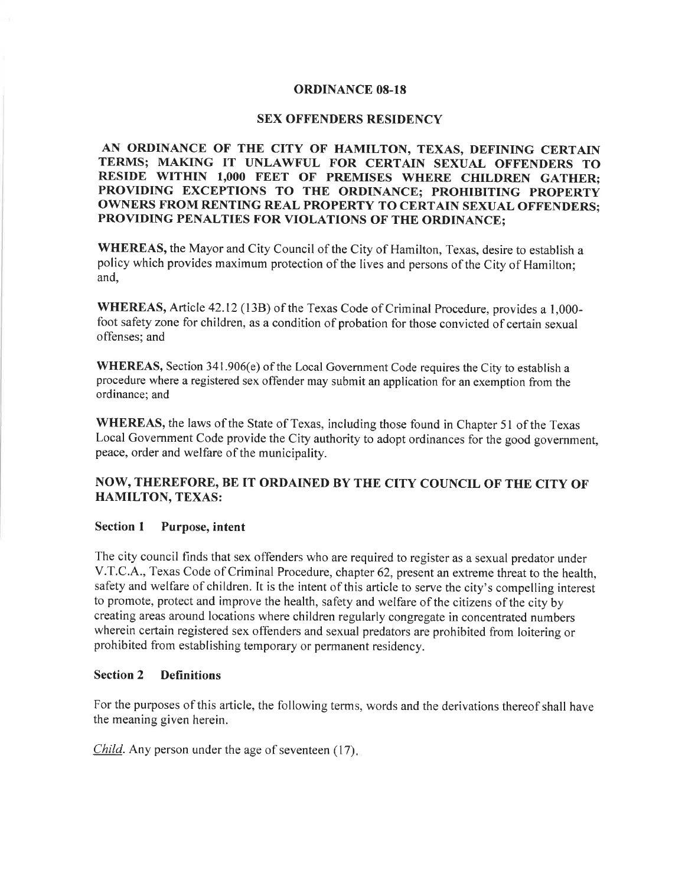# ORDINANCE 08-18

## SEX OFFENDERS RESIDENCY

**AN ORDINANCE OF THE CITY OF HAMILTON, TEXAS, DEFINING CERTAIN TERMS; MAKING IT UNLAWFUL FOR CERTAIN SEXUAL OFFENDERS TO RESIDE WITHIN 1,000 FEET OF PREMISES WHERE CHILDREN GATHER; PROVIDING EXCEPTIONS TO THE ORDINANCE; PROHIBITING PROPERTY OWNERS FROM RENTING REAL PROPERTY TO CERTAIN SEXUAL OFFENDERS; PROVIDING PENALTIES FOR VIOLATIONS OF THE ORDINANCE;**

**WHEREAS,** the Mayor and City Council of the City of Hamilton, Texas, desire to establish a policy which provides maximum protection of the lives and persons of the City of Hamilton; and,

**WHEREAS,** Article 42.12 (13B) of the Texas Code of Criminal Procedure, provides a 1,000-foot safety zone for children, as a condition of probation for those convicted of certain sexual offenses; and

**WHEREAS,** Section 341.906(e) of the Local Government Code requires the City to establish a procedure where a registered sex offender may submit an application for an exemption from the ordinance; and

**WHEREAS,** the laws of the State of Texas, including those found in Chapter 51 of the Texas Local Government Code provide the City authority to adopt ordinances for the good government, peace, order and welfare of the municipality.

## NOW, THEREFORE, BE IT ORDAINED BY THE CITY COUNCIL OF THE CITY OF HAMILTON, TEXAS:

### Section 1 Purpose, intent

The city council finds that sex offenders who are required to register as a sexual predator under V.T.C.A., Texas Code of Criminal Procedure, chapter 62, present an extreme threat to the health, safety and welfare of children. It is the intent of this article to serve the city's compelling interest to promote, protect and improve the health, safety and welfare of the citizens of the city by creating areas around locations where children regularly congregate in concentrated numbers wherein certain registered sex offenders and sexual predators are prohibited from loitering or prohibited from establishing temporary or permanent residency.

### Section 2 Definitions

For the purposes of this article, the following terms, words and the derivations thereof shall have the meaning given herein.

*Child*. Any person under the age of seventeen (17).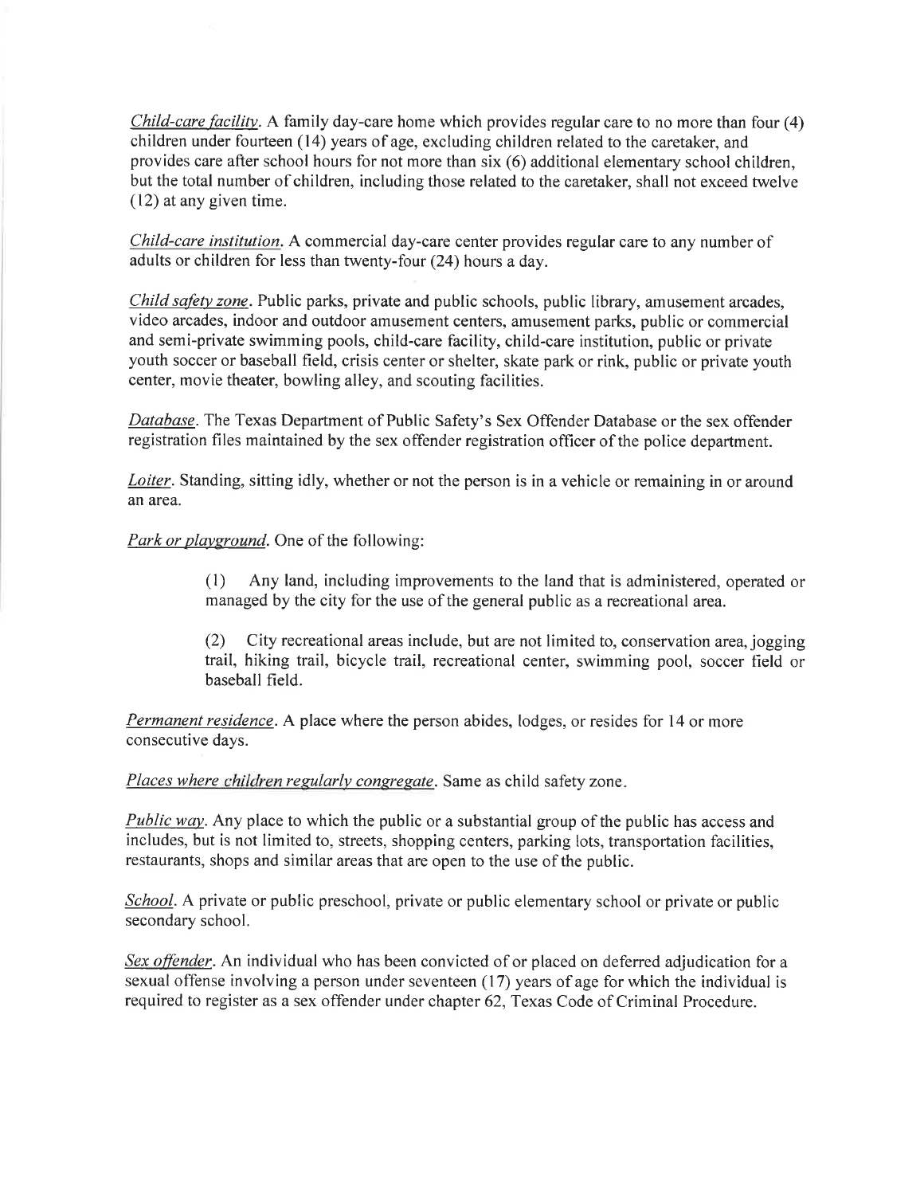*Child-care facility*. A family day-care home which provides regular care to no more than four (4) children under fourteen (14) years of age, excluding children related to the caretaker, and provides care after school hours for not more than six (6) additional elementary school children, but the total number of children, including those related to the caretaker, shall not exceed twelve (12) at any given time.

*Child-care institution*. A commercial day-care center provides regular care to any number of adults or children for less than twenty-four (24) hours a day.

*Child safety zone*. Public parks, private and public schools, public library, amusement arcades, video arcades, indoor and outdoor amusement centers, amusement parks, public or commercial and semi-private swimming pools, child-care facility, child-care institution, public or private youth soccer or baseball field, crisis center or shelter, skate park or rink, public or private youth center, movie theater, bowling alley, and scouting facilities.

*Database*. The Texas Department of Public Safety's Sex Offender Database or the sex offender registration files maintained by the sex offender registration officer of the police department.

*Loiter*. Standing, sitting idly, whether or not the person is in a vehicle or remaining in or around an area.

*Park or playground*. One of the following:

> (1) Any land, including improvements to the land that is administered, operated or managed by the city for the use of the general public as a recreational area.
>
> (2) City recreational areas include, but are not limited to, conservation area, jogging trail, hiking trail, bicycle trail, recreational center, swimming pool, soccer field or baseball field.

*Permanent residence*. A place where the person abides, lodges, or resides for 14 or more consecutive days.

*Places where children regularly congregate*. Same as child safety zone.

*Public way*. Any place to which the public or a substantial group of the public has access and includes, but is not limited to, streets, shopping centers, parking lots, transportation facilities, restaurants, shops and similar areas that are open to the use of the public.

*School*. A private or public preschool, private or public elementary school or private or public secondary school.

*Sex offender*. An individual who has been convicted of or placed on deferred adjudication for a sexual offense involving a person under seventeen (17) years of age for which the individual is required to register as a sex offender under chapter 62, Texas Code of Criminal Procedure.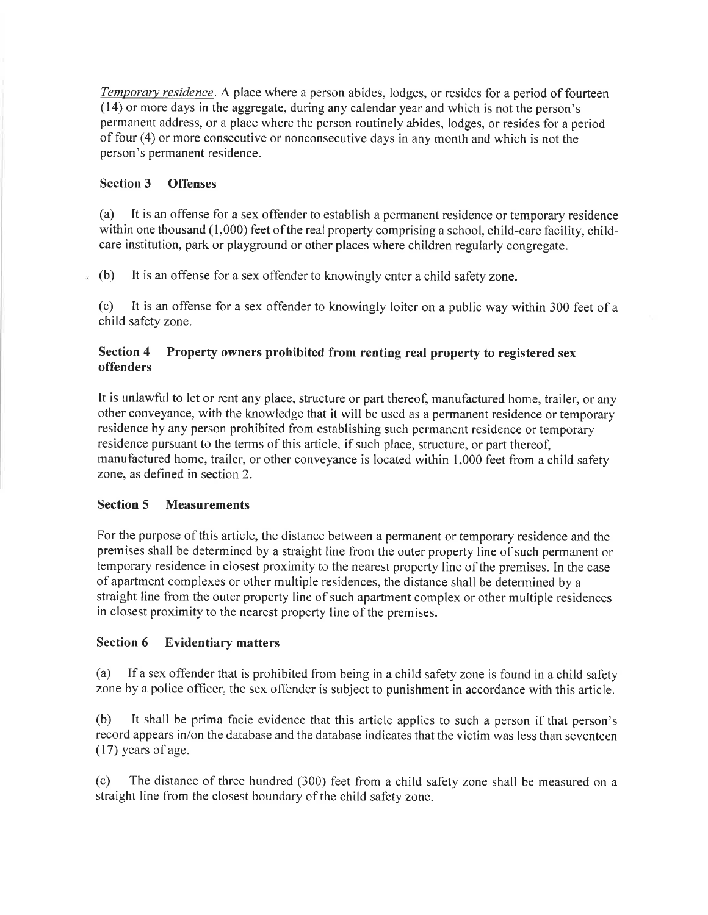*Temporary residence*. A place where a person abides, lodges, or resides for a period of fourteen (14) or more days in the aggregate, during any calendar year and which is not the person's permanent address, or a place where the person routinely abides, lodges, or resides for a period of four (4) or more consecutive or nonconsecutive days in any month and which is not the person's permanent residence.

### Section 3 Offenses

(a) It is an offense for a sex offender to establish a permanent residence or temporary residence within one thousand (1,000) feet of the real property comprising a school, child-care facility, child-care institution, park or playground or other places where children regularly congregate.

(b) It is an offense for a sex offender to knowingly enter a child safety zone.

(c) It is an offense for a sex offender to knowingly loiter on a public way within 300 feet of a child safety zone.

### Section 4 Property owners prohibited from renting real property to registered sex offenders

It is unlawful to let or rent any place, structure or part thereof, manufactured home, trailer, or any other conveyance, with the knowledge that it will be used as a permanent residence or temporary residence by any person prohibited from establishing such permanent residence or temporary residence pursuant to the terms of this article, if such place, structure, or part thereof, manufactured home, trailer, or other conveyance is located within 1,000 feet from a child safety zone, as defined in section 2.

### Section 5 Measurements

For the purpose of this article, the distance between a permanent or temporary residence and the premises shall be determined by a straight line from the outer property line of such permanent or temporary residence in closest proximity to the nearest property line of the premises. In the case of apartment complexes or other multiple residences, the distance shall be determined by a straight line from the outer property line of such apartment complex or other multiple residences in closest proximity to the nearest property line of the premises.

### Section 6 Evidentiary matters

(a) If a sex offender that is prohibited from being in a child safety zone is found in a child safety zone by a police officer, the sex offender is subject to punishment in accordance with this article.

(b) It shall be prima facie evidence that this article applies to such a person if that person's record appears in/on the database and the database indicates that the victim was less than seventeen (17) years of age.

(c) The distance of three hundred (300) feet from a child safety zone shall be measured on a straight line from the closest boundary of the child safety zone.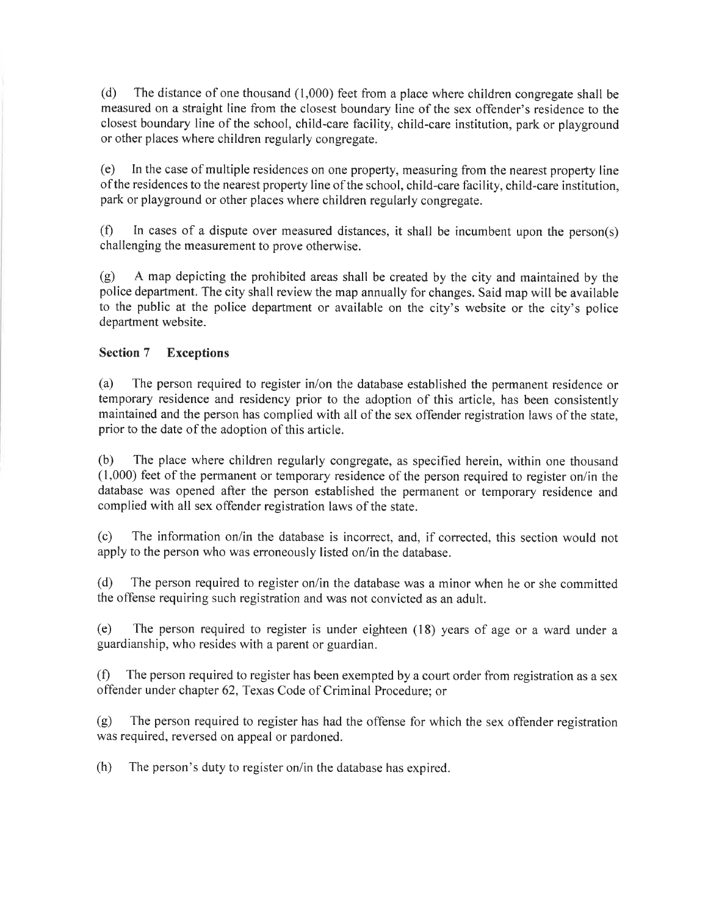(d) The distance of one thousand (1,000) feet from a place where children congregate shall be measured on a straight line from the closest boundary line of the sex offender's residence to the closest boundary line of the school, child-care facility, child-care institution, park or playground or other places where children regularly congregate.

(e) In the case of multiple residences on one property, measuring from the nearest property line of the residences to the nearest property line of the school, child-care facility, child-care institution, park or playground or other places where children regularly congregate.

(f) In cases of a dispute over measured distances, it shall be incumbent upon the person(s) challenging the measurement to prove otherwise.

(g) A map depicting the prohibited areas shall be created by the city and maintained by the police department. The city shall review the map annually for changes. Said map will be available to the public at the police department or available on the city's website or the city's police department website.

**Section 7 Exceptions**

(a) The person required to register in/on the database established the permanent residence or temporary residence and residency prior to the adoption of this article, has been consistently maintained and the person has complied with all of the sex offender registration laws of the state, prior to the date of the adoption of this article.

(b) The place where children regularly congregate, as specified herein, within one thousand (1,000) feet of the permanent or temporary residence of the person required to register on/in the database was opened after the person established the permanent or temporary residence and complied with all sex offender registration laws of the state.

(c) The information on/in the database is incorrect, and, if corrected, this section would not apply to the person who was erroneously listed on/in the database.

(d) The person required to register on/in the database was a minor when he or she committed the offense requiring such registration and was not convicted as an adult.

(e) The person required to register is under eighteen (18) years of age or a ward under a guardianship, who resides with a parent or guardian.

(f) The person required to register has been exempted by a court order from registration as a sex offender under chapter 62, Texas Code of Criminal Procedure; or

(g) The person required to register has had the offense for which the sex offender registration was required, reversed on appeal or pardoned.

(h) The person's duty to register on/in the database has expired.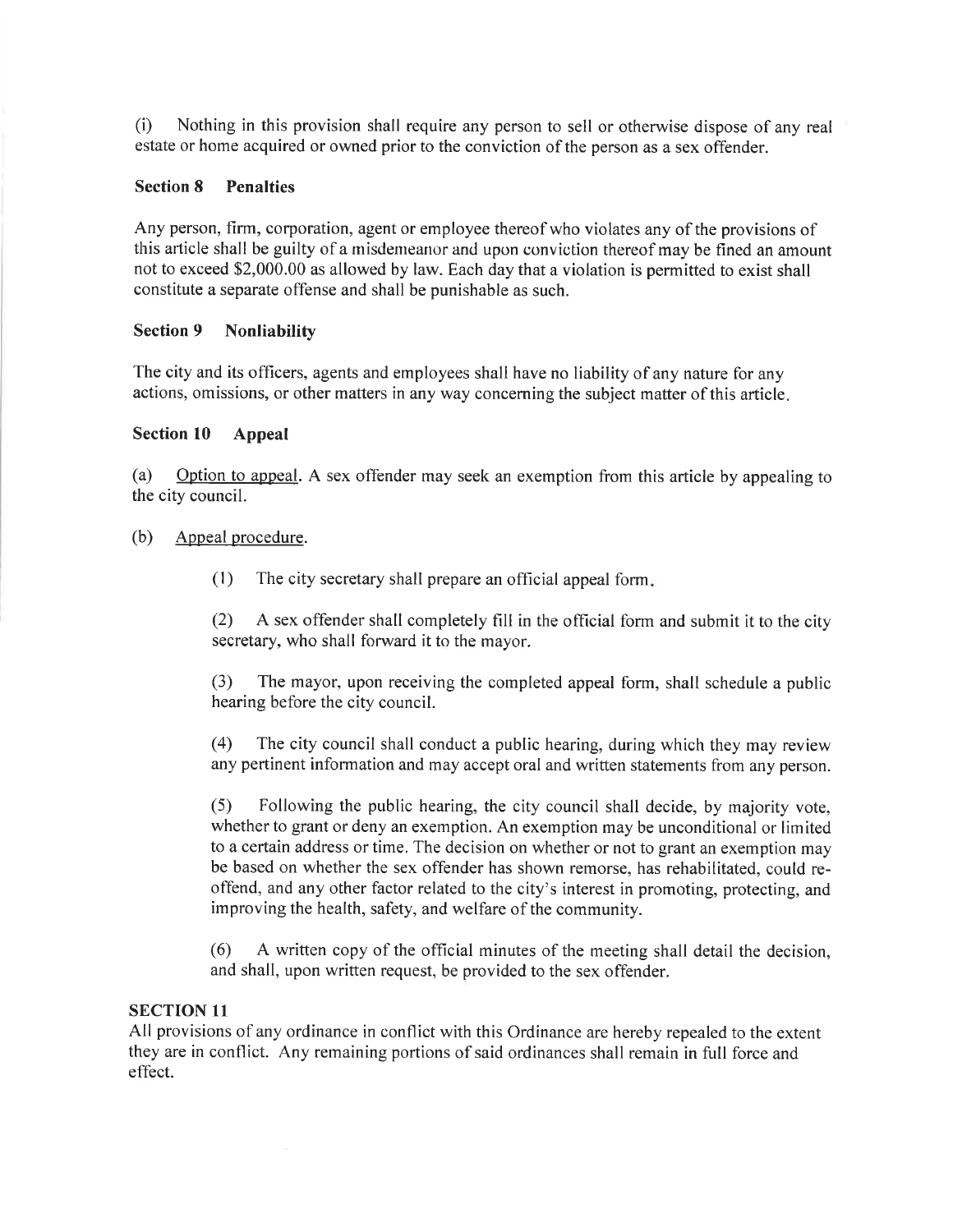(i) Nothing in this provision shall require any person to sell or otherwise dispose of any real estate or home acquired or owned prior to the conviction of the person as a sex offender.

### Section 8 Penalties

Any person, firm, corporation, agent or employee thereof who violates any of the provisions of this article shall be guilty of a misdemeanor and upon conviction thereof may be fined an amount not to exceed $2,000.00 as allowed by law. Each day that a violation is permitted to exist shall constitute a separate offense and shall be punishable as such.

### Section 9 Nonliability

The city and its officers, agents and employees shall have no liability of any nature for any actions, omissions, or other matters in any way concerning the subject matter of this article.

### Section 10 Appeal

(a) <u>Option to appeal</u>. A sex offender may seek an exemption from this article by appealing to the city council.

(b) <u>Appeal procedure</u>.

(1) The city secretary shall prepare an official appeal form.

(2) A sex offender shall completely fill in the official form and submit it to the city secretary, who shall forward it to the mayor.

(3) The mayor, upon receiving the completed appeal form, shall schedule a public hearing before the city council.

(4) The city council shall conduct a public hearing, during which they may review any pertinent information and may accept oral and written statements from any person.

(5) Following the public hearing, the city council shall decide, by majority vote, whether to grant or deny an exemption. An exemption may be unconditional or limited to a certain address or time. The decision on whether or not to grant an exemption may be based on whether the sex offender has shown remorse, has rehabilitated, could re-offend, and any other factor related to the city's interest in promoting, protecting, and improving the health, safety, and welfare of the community.

(6) A written copy of the official minutes of the meeting shall detail the decision, and shall, upon written request, be provided to the sex offender.

### SECTION 11

All provisions of any ordinance in conflict with this Ordinance are hereby repealed to the extent they are in conflict. Any remaining portions of said ordinances shall remain in full force and effect.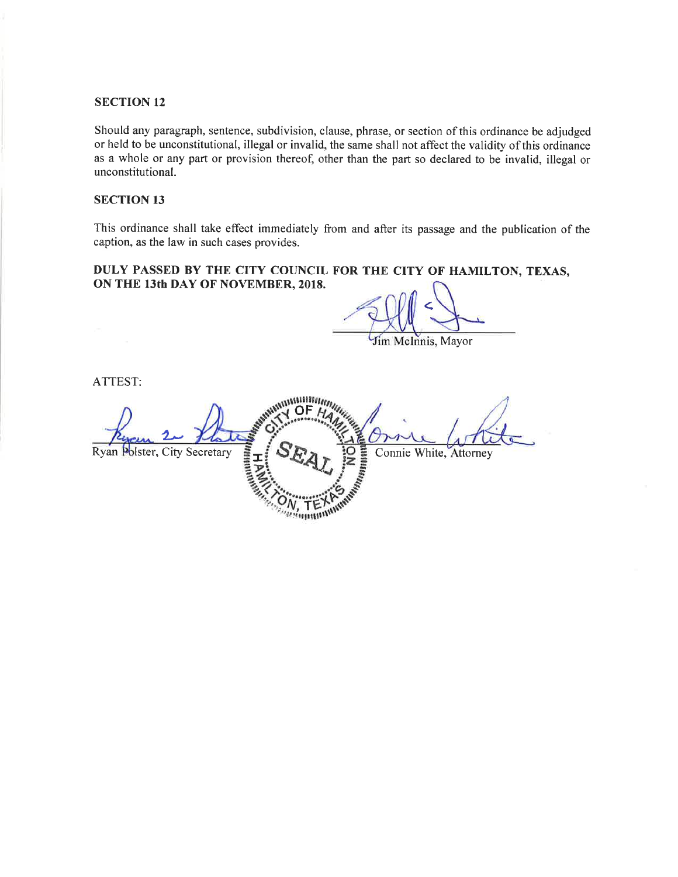### SECTION 12

Should any paragraph, sentence, subdivision, clause, phrase, or section of this ordinance be adjudged or held to be unconstitutional, illegal or invalid, the same shall not affect the validity of this ordinance as a whole or any part or provision thereof, other than the part so declared to be invalid, illegal or unconstitutional.

### SECTION 13

This ordinance shall take effect immediately from and after its passage and the publication of the caption, as the law in such cases provides.

**DULY PASSED BY THE CITY COUNCIL FOR THE CITY OF HAMILTON, TEXAS, ON THE 13th DAY OF NOVEMBER, 2018.**

Jim McInnis, Mayor

ATTEST:

Ryan Polster, City Secretary

CITY OF HAMILTON SEAL HAMILTON, TEXAS

Connie White, Attorney